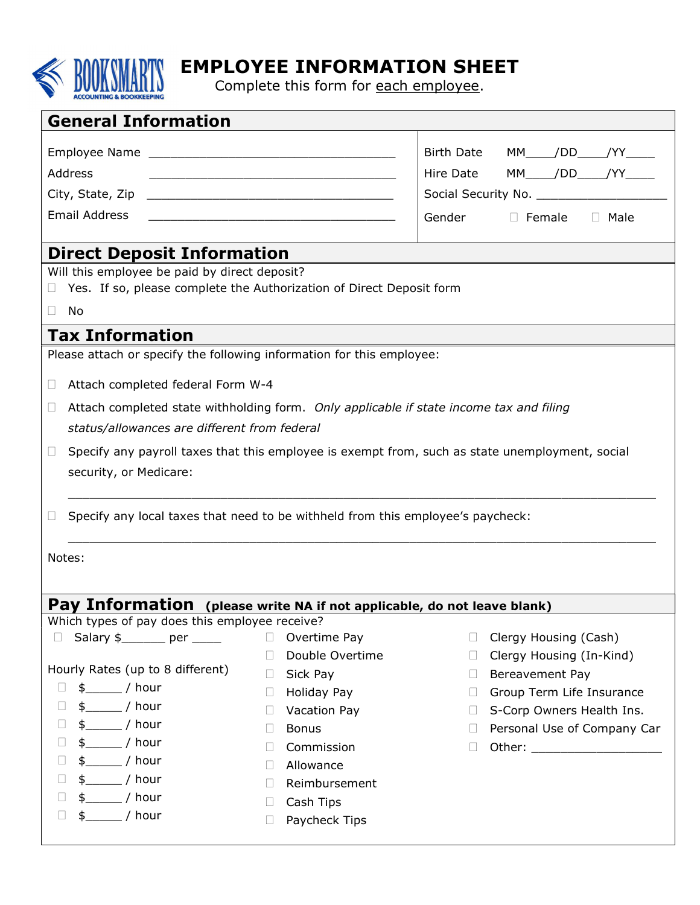# EMPLOYEE INFORMATION SHEET

Complete this form for each employee.

## General Information

Employee Name ___________________________________

Address ___________________________________

City, State, Zip ___________________________________

Email Address ___________________________________

Birth Date MM____/DD____/YY____

Hire Date MM____/DD____/YY____

Social Security No. ___________________

Gender ☐ Female ☐ Male

## Direct Deposit Information

Will this employee be paid by direct deposit?

☐ Yes. If so, please complete the Authorization of Direct Deposit form

☐ No

## Tax Information

Please attach or specify the following information for this employee:

☐ Attach completed federal Form W-4

☐ Attach completed state withholding form. *Only applicable if state income tax and filing status/allowances are different from federal*

☐ Specify any payroll taxes that this employee is exempt from, such as state unemployment, social security, or Medicare:

___________________________________________________________________________

☐ Specify any local taxes that need to be withheld from this employee's paycheck:

___________________________________________________________________________

Notes:

## Pay Information **(please write NA if not applicable, do not leave blank)**

Which types of pay does this employee receive?

☐ Salary $______ per ____

Hourly Rates (up to 8 different)

☐ $_____ / hour

☐ $_____ / hour

☐ $_____ / hour

☐ $_____ / hour

☐ $_____ / hour

☐ $_____ / hour

☐ $_____ / hour

☐ $_____ / hour

☐ Overtime Pay

☐ Double Overtime

☐ Sick Pay

☐ Holiday Pay

☐ Vacation Pay

☐ Bonus

☐ Commission

☐ Allowance

☐ Reimbursement

☐ Cash Tips

☐ Paycheck Tips

☐ Clergy Housing (Cash)

☐ Clergy Housing (In-Kind)

☐ Bereavement Pay

☐ Group Term Life Insurance

☐ S-Corp Owners Health Ins.

☐ Personal Use of Company Car

☐ Other: ___________________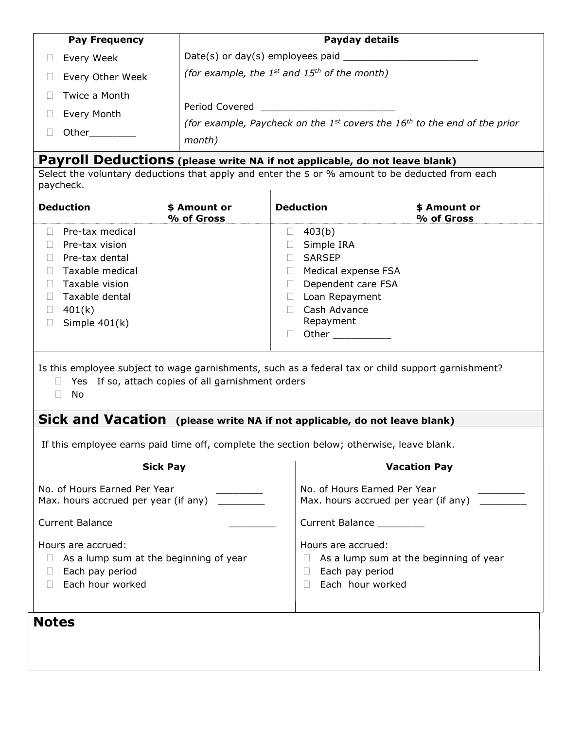| Pay Frequency | Payday details |
| --- | --- |
| ☐ Every Week<br>☐ Every Other Week<br>☐ Twice a Month<br>☐ Every Month<br>☐ Other________ | Date(s) or day(s) employees paid _______________________<br>*(for example, the 1st and 15th of the month)*<br><br>Period Covered _______________________<br>*(for example, Paycheck on the 1st covers the 16th to the end of the prior month)* |

## Payroll Deductions (please write NA if not applicable, do not leave blank)

Select the voluntary deductions that apply and enter the $ or % amount to be deducted from each paycheck.

| Deduction | $ Amount or % of Gross | Deduction | $ Amount or % of Gross |
| --- | --- | --- | --- |
| ☐ Pre-tax medical | | ☐ 403(b) | |
| ☐ Pre-tax vision | | ☐ Simple IRA | |
| ☐ Pre-tax dental | | ☐ SARSEP | |
| ☐ Taxable medical | | ☐ Medical expense FSA | |
| ☐ Taxable vision | | ☐ Dependent care FSA | |
| ☐ Taxable dental | | ☐ Loan Repayment | |
| ☐ 401(k) | | ☐ Cash Advance Repayment | |
| ☐ Simple 401(k) | | ☐ Other __________ | |

Is this employee subject to wage garnishments, such as a federal tax or child support garnishment?

☐ Yes If so, attach copies of all garnishment orders
☐ No

## Sick and Vacation (please write NA if not applicable, do not leave blank)

If this employee earns paid time off, complete the section below; otherwise, leave blank.

| Sick Pay | Vacation Pay |
| --- | --- |
| No. of Hours Earned Per Year ________ | No. of Hours Earned Per Year ________ |
| Max. hours accrued per year (if any) ________ | Max. hours accrued per year (if any) ________ |
| Current Balance ________ | Current Balance ________ |
| Hours are accrued:<br>☐ As a lump sum at the beginning of year<br>☐ Each pay period<br>☐ Each hour worked | Hours are accrued:<br>☐ As a lump sum at the beginning of year<br>☐ Each pay period<br>☐ Each hour worked |

## Notes